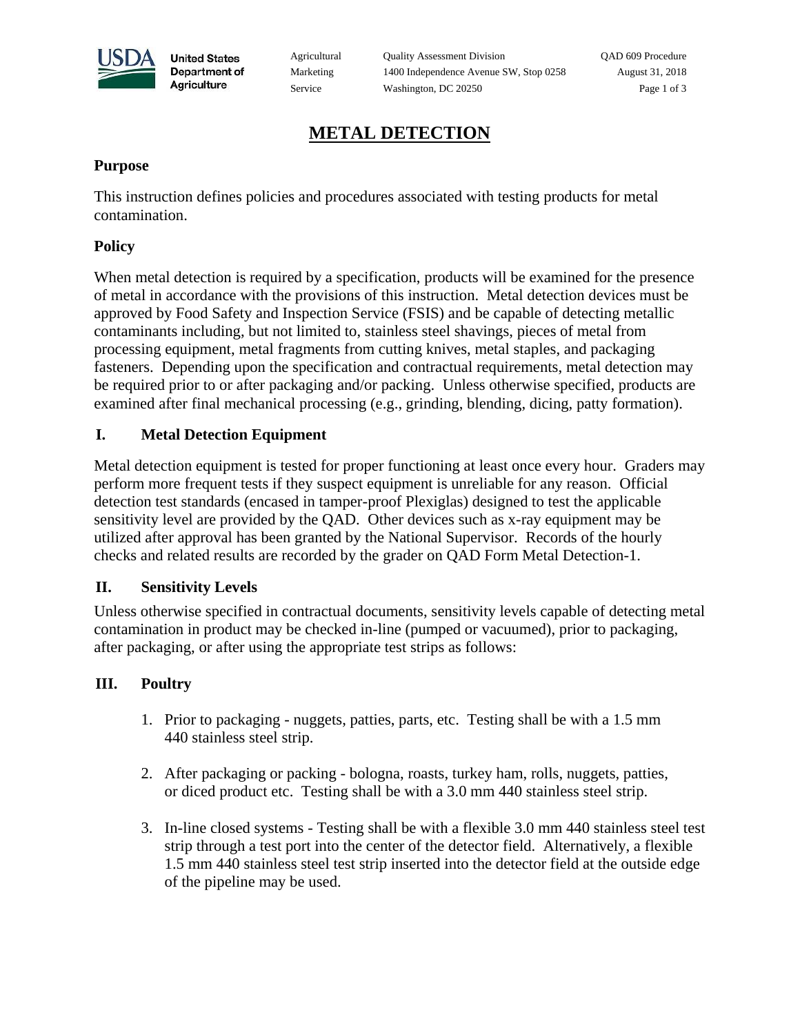# METAL DETECTION

## Purpose

This instruction defines policies and procedures associated with testing products for metal contamination.

## Policy

When metal detection is required by a specification, products will be examined for the presence of metal in accordance with the provisions of this instruction. Metal detection devices must be approved by Food Safety and Inspection Service (FSIS) and be capable of detecting metallic contaminants including, but not limited to, stainless steel shavings, pieces of metal from processing equipment, metal fragments from cutting knives, metal staples, and packaging fasteners. Depending upon the specification and contractual requirements, metal detection may be required prior to or after packaging and/or packing. Unless otherwise specified, products are examined after final mechanical processing (e.g., grinding, blending, dicing, patty formation).

## I. Metal Detection Equipment

Metal detection equipment is tested for proper functioning at least once every hour. Graders may perform more frequent tests if they suspect equipment is unreliable for any reason. Official detection test standards (encased in tamper-proof Plexiglas) designed to test the applicable sensitivity level are provided by the QAD. Other devices such as x-ray equipment may be utilized after approval has been granted by the National Supervisor. Records of the hourly checks and related results are recorded by the grader on QAD Form Metal Detection-1.

## II. Sensitivity Levels

Unless otherwise specified in contractual documents, sensitivity levels capable of detecting metal contamination in product may be checked in-line (pumped or vacuumed), prior to packaging, after packaging, or after using the appropriate test strips as follows:

## III. Poultry

1. Prior to packaging - nuggets, patties, parts, etc. Testing shall be with a 1.5 mm 440 stainless steel strip.

2. After packaging or packing - bologna, roasts, turkey ham, rolls, nuggets, patties, or diced product etc. Testing shall be with a 3.0 mm 440 stainless steel strip.

3. In-line closed systems - Testing shall be with a flexible 3.0 mm 440 stainless steel test strip through a test port into the center of the detector field. Alternatively, a flexible 1.5 mm 440 stainless steel test strip inserted into the detector field at the outside edge of the pipeline may be used.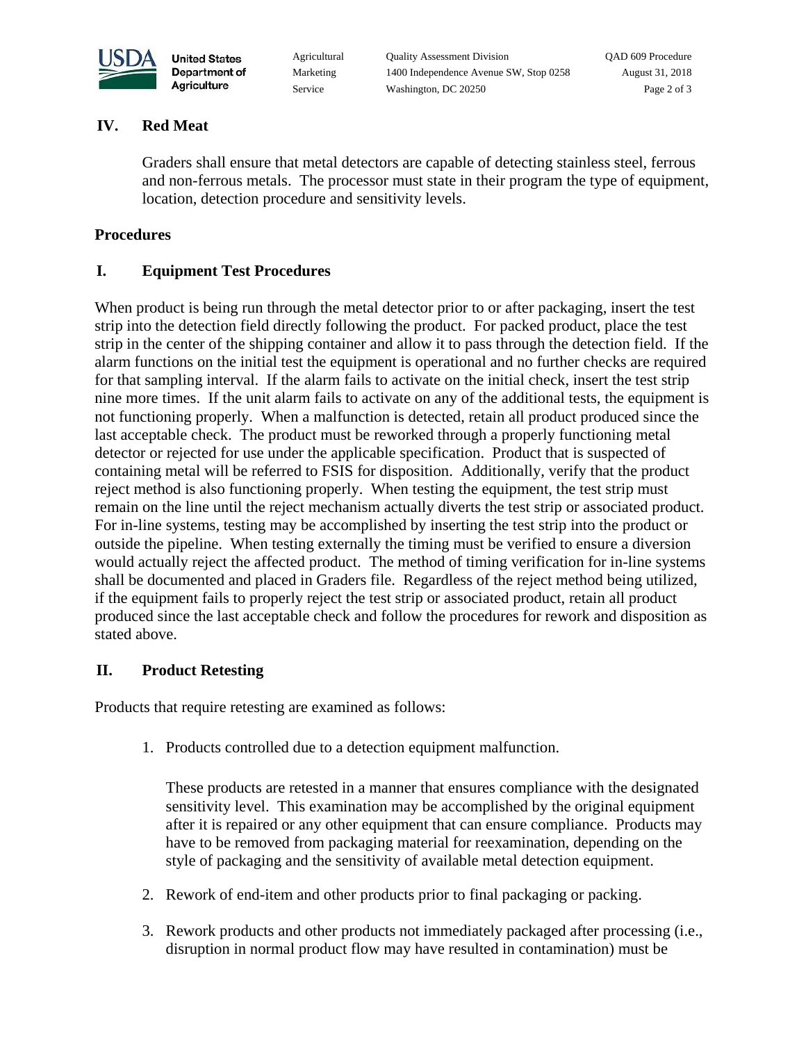## IV. Red Meat

Graders shall ensure that metal detectors are capable of detecting stainless steel, ferrous and non-ferrous metals. The processor must state in their program the type of equipment, location, detection procedure and sensitivity levels.

## Procedures

### I. Equipment Test Procedures

When product is being run through the metal detector prior to or after packaging, insert the test strip into the detection field directly following the product. For packed product, place the test strip in the center of the shipping container and allow it to pass through the detection field. If the alarm functions on the initial test the equipment is operational and no further checks are required for that sampling interval. If the alarm fails to activate on the initial check, insert the test strip nine more times. If the unit alarm fails to activate on any of the additional tests, the equipment is not functioning properly. When a malfunction is detected, retain all product produced since the last acceptable check. The product must be reworked through a properly functioning metal detector or rejected for use under the applicable specification. Product that is suspected of containing metal will be referred to FSIS for disposition. Additionally, verify that the product reject method is also functioning properly. When testing the equipment, the test strip must remain on the line until the reject mechanism actually diverts the test strip or associated product. For in-line systems, testing may be accomplished by inserting the test strip into the product or outside the pipeline. When testing externally the timing must be verified to ensure a diversion would actually reject the affected product. The method of timing verification for in-line systems shall be documented and placed in Graders file. Regardless of the reject method being utilized, if the equipment fails to properly reject the test strip or associated product, retain all product produced since the last acceptable check and follow the procedures for rework and disposition as stated above.

### II. Product Retesting

Products that require retesting are examined as follows:

1. Products controlled due to a detection equipment malfunction.

   These products are retested in a manner that ensures compliance with the designated sensitivity level. This examination may be accomplished by the original equipment after it is repaired or any other equipment that can ensure compliance. Products may have to be removed from packaging material for reexamination, depending on the style of packaging and the sensitivity of available metal detection equipment.

2. Rework of end-item and other products prior to final packaging or packing.

3. Rework products and other products not immediately packaged after processing (i.e., disruption in normal product flow may have resulted in contamination) must be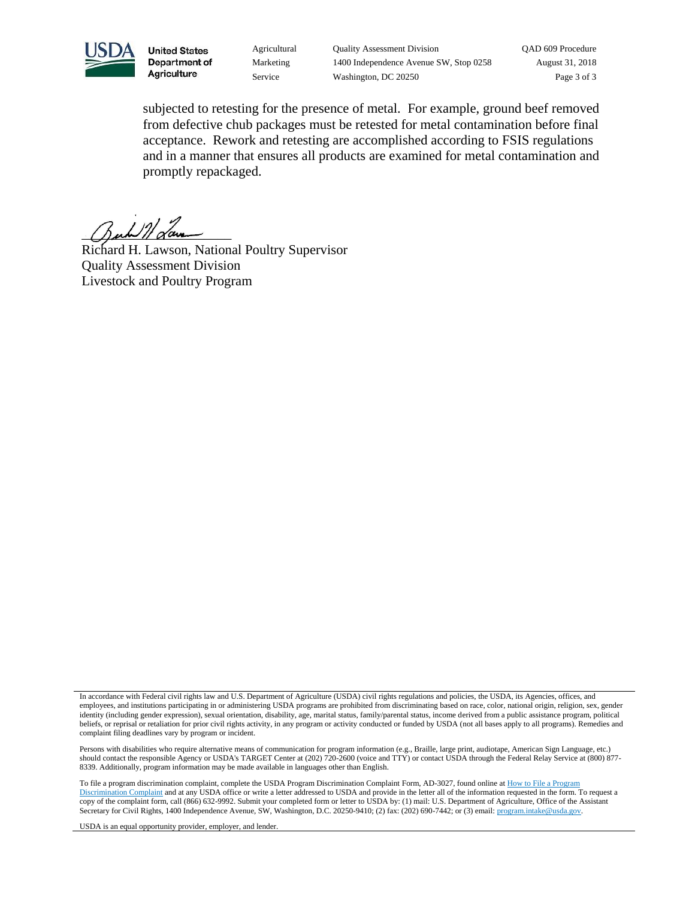subjected to retesting for the presence of metal. For example, ground beef removed from defective chub packages must be retested for metal contamination before final acceptance. Rework and retesting are accomplished according to FSIS regulations and in a manner that ensures all products are examined for metal contamination and promptly repackaged.

Richard H. Lawson, National Poultry Supervisor
Quality Assessment Division
Livestock and Poultry Program

In accordance with Federal civil rights law and U.S. Department of Agriculture (USDA) civil rights regulations and policies, the USDA, its Agencies, offices, and employees, and institutions participating in or administering USDA programs are prohibited from discriminating based on race, color, national origin, religion, sex, gender identity (including gender expression), sexual orientation, disability, age, marital status, family/parental status, income derived from a public assistance program, political beliefs, or reprisal or retaliation for prior civil rights activity, in any program or activity conducted or funded by USDA (not all bases apply to all programs). Remedies and complaint filing deadlines vary by program or incident.

Persons with disabilities who require alternative means of communication for program information (e.g., Braille, large print, audiotape, American Sign Language, etc.) should contact the responsible Agency or USDA's TARGET Center at (202) 720-2600 (voice and TTY) or contact USDA through the Federal Relay Service at (800) 877-8339. Additionally, program information may be made available in languages other than English.

To file a program discrimination complaint, complete the USDA Program Discrimination Complaint Form, AD-3027, found online at How to File a Program Discrimination Complaint and at any USDA office or write a letter addressed to USDA and provide in the letter all of the information requested in the form. To request a copy of the complaint form, call (866) 632-9992. Submit your completed form or letter to USDA by: (1) mail: U.S. Department of Agriculture, Office of the Assistant Secretary for Civil Rights, 1400 Independence Avenue, SW, Washington, D.C. 20250-9410; (2) fax: (202) 690-7442; or (3) email: program.intake@usda.gov.

USDA is an equal opportunity provider, employer, and lender.